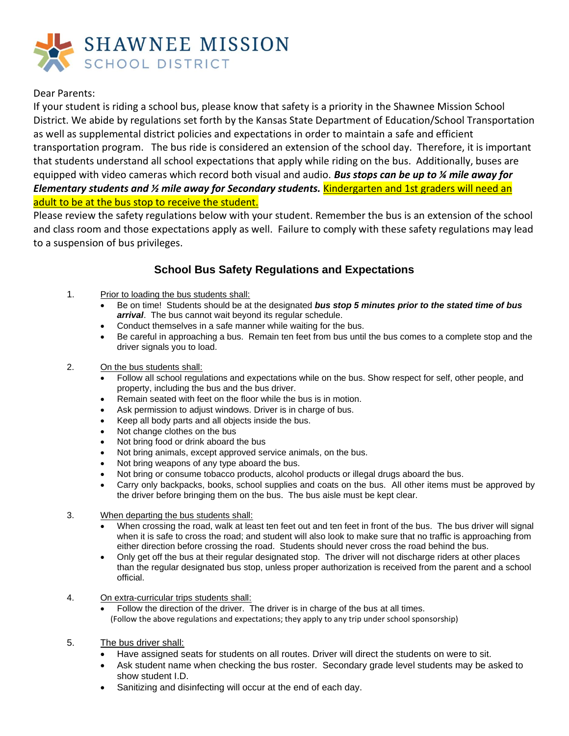# SHAWNEE MISSION SCHOOL DISTRICT

Dear Parents:

If your student is riding a school bus, please know that safety is a priority in the Shawnee Mission School District. We abide by regulations set forth by the Kansas State Department of Education/School Transportation as well as supplemental district policies and expectations in order to maintain a safe and efficient transportation program. The bus ride is considered an extension of the school day. Therefore, it is important that students understand all school expectations that apply while riding on the bus. Additionally, buses are equipped with video cameras which record both visual and audio. ***Bus stops can be up to ¼ mile away for Elementary students and ½ mile away for Secondary students.*** Kindergarten and 1st graders will need an adult to be at the bus stop to receive the student.

Please review the safety regulations below with your student. Remember the bus is an extension of the school and class room and those expectations apply as well. Failure to comply with these safety regulations may lead to a suspension of bus privileges.

## School Bus Safety Regulations and Expectations

1. Prior to loading the bus students shall:
   - Be on time! Students should be at the designated ***bus stop 5 minutes prior to the stated time of bus arrival***. The bus cannot wait beyond its regular schedule.
   - Conduct themselves in a safe manner while waiting for the bus.
   - Be careful in approaching a bus. Remain ten feet from bus until the bus comes to a complete stop and the driver signals you to load.

2. On the bus students shall:
   - Follow all school regulations and expectations while on the bus. Show respect for self, other people, and property, including the bus and the bus driver.
   - Remain seated with feet on the floor while the bus is in motion.
   - Ask permission to adjust windows. Driver is in charge of bus.
   - Keep all body parts and all objects inside the bus.
   - Not change clothes on the bus
   - Not bring food or drink aboard the bus
   - Not bring animals, except approved service animals, on the bus.
   - Not bring weapons of any type aboard the bus.
   - Not bring or consume tobacco products, alcohol products or illegal drugs aboard the bus.
   - Carry only backpacks, books, school supplies and coats on the bus. All other items must be approved by the driver before bringing them on the bus. The bus aisle must be kept clear.

3. When departing the bus students shall:
   - When crossing the road, walk at least ten feet out and ten feet in front of the bus. The bus driver will signal when it is safe to cross the road; and student will also look to make sure that no traffic is approaching from either direction before crossing the road. Students should never cross the road behind the bus.
   - Only get off the bus at their regular designated stop. The driver will not discharge riders at other places than the regular designated bus stop, unless proper authorization is received from the parent and a school official.

4. On extra-curricular trips students shall:
   - Follow the direction of the driver. The driver is in charge of the bus at all times.

   (Follow the above regulations and expectations; they apply to any trip under school sponsorship)

5. The bus driver shall:
   - Have assigned seats for students on all routes. Driver will direct the students on were to sit.
   - Ask student name when checking the bus roster. Secondary grade level students may be asked to show student I.D.
   - Sanitizing and disinfecting will occur at the end of each day.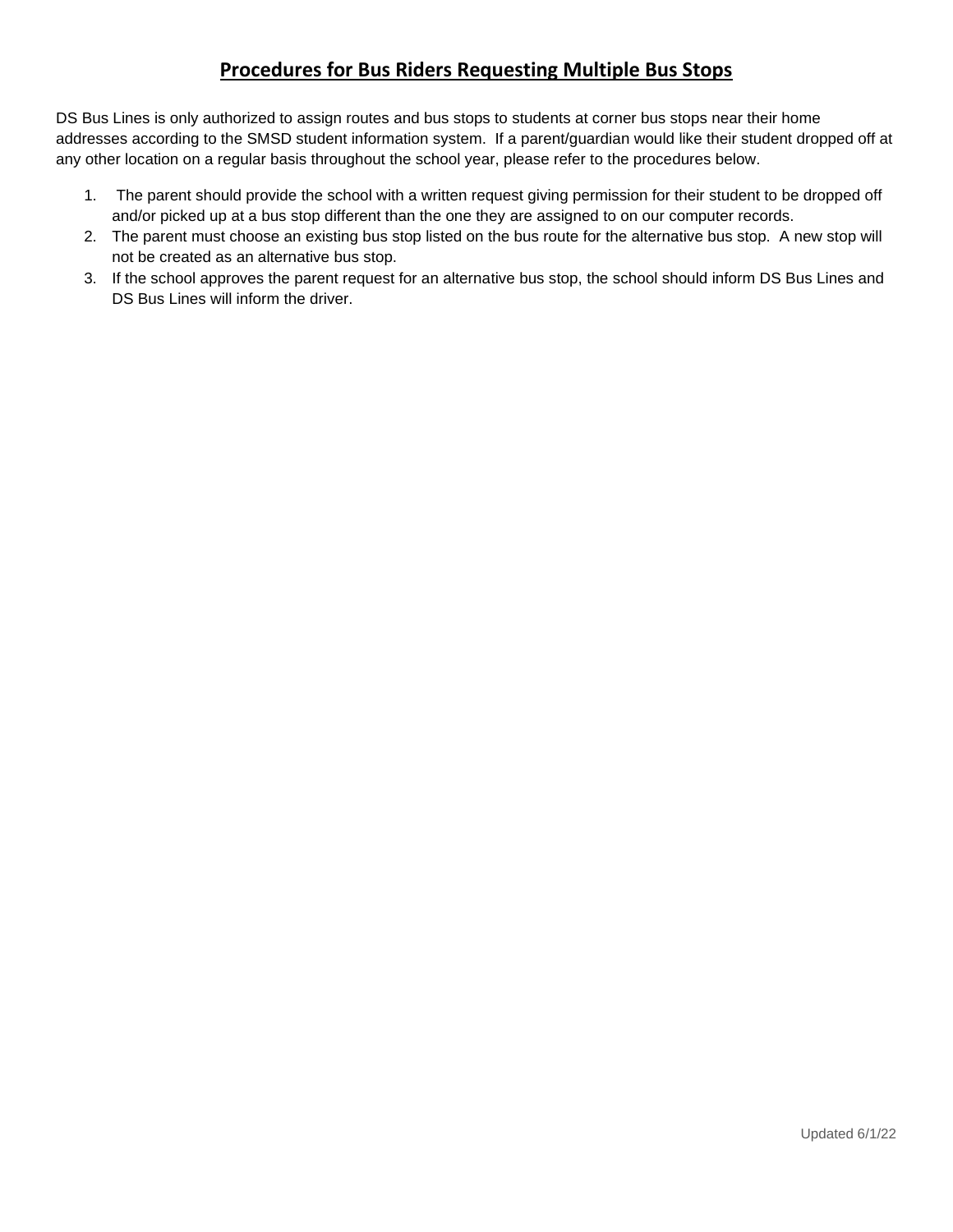# Procedures for Bus Riders Requesting Multiple Bus Stops

DS Bus Lines is only authorized to assign routes and bus stops to students at corner bus stops near their home addresses according to the SMSD student information system. If a parent/guardian would like their student dropped off at any other location on a regular basis throughout the school year, please refer to the procedures below.

1. The parent should provide the school with a written request giving permission for their student to be dropped off and/or picked up at a bus stop different than the one they are assigned to on our computer records.
2. The parent must choose an existing bus stop listed on the bus route for the alternative bus stop. A new stop will not be created as an alternative bus stop.
3. If the school approves the parent request for an alternative bus stop, the school should inform DS Bus Lines and DS Bus Lines will inform the driver.

Updated 6/1/22